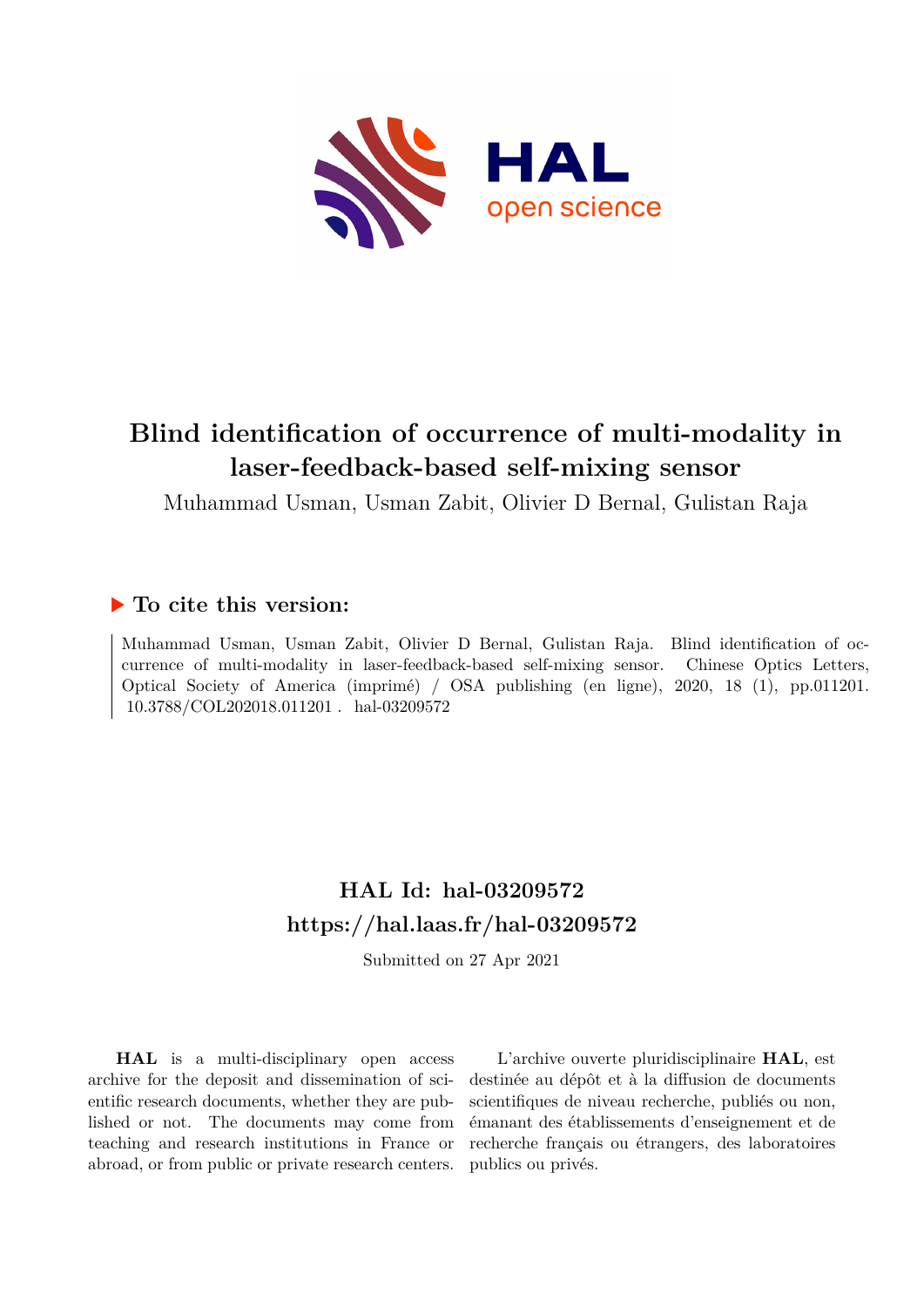# Blind identification of occurrence of multi-modality in laser-feedback-based self-mixing sensor

Muhammad Usman, Usman Zabit, Olivier D Bernal, Gulistan Raja

## ▶ To cite this version:

Muhammad Usman, Usman Zabit, Olivier D Bernal, Gulistan Raja. Blind identification of occurrence of multi-modality in laser-feedback-based self-mixing sensor. Chinese Optics Letters, Optical Society of America (imprimé) / OSA publishing (en ligne), 2020, 18 (1), pp.011201. 10.3788/COL202018.011201 . hal-03209572

## HAL Id: hal-03209572
## https://hal.laas.fr/hal-03209572

Submitted on 27 Apr 2021

**HAL** is a multi-disciplinary open access archive for the deposit and dissemination of scientific research documents, whether they are published or not. The documents may come from teaching and research institutions in France or abroad, or from public or private research centers.

L'archive ouverte pluridisciplinaire **HAL**, est destinée au dépôt et à la diffusion de documents scientifiques de niveau recherche, publiés ou non, émanant des établissements d'enseignement et de recherche français ou étrangers, des laboratoires publics ou privés.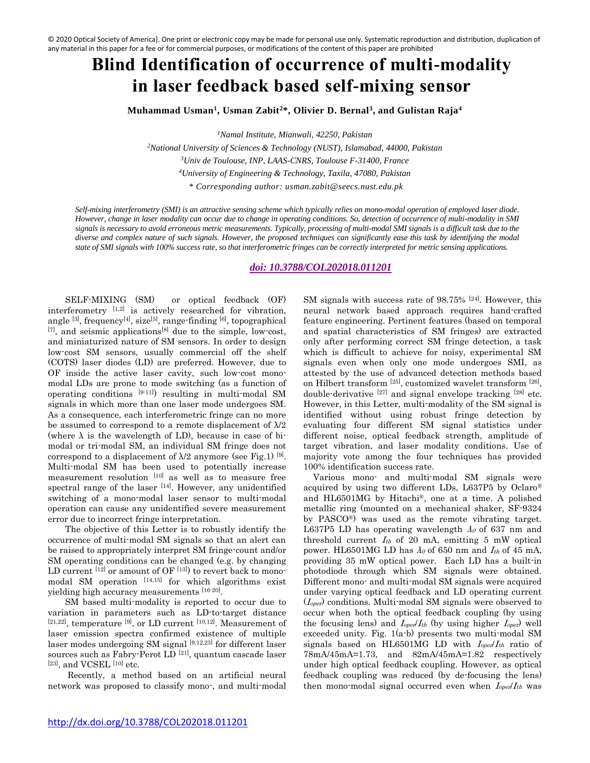© 2020 Optical Society of America]. One print or electronic copy may be made for personal use only. Systematic reproduction and distribution, duplication of any material in this paper for a fee or for commercial purposes, or modifications of the content of this paper are prohibited

# Blind Identification of occurrence of multi-modality in laser feedback based self-mixing sensor

**Muhammad Usman[1], Usman Zabit[2]\*, Olivier D. Bernal[3], and Gulistan Raja[4]**

[1]*Namal Institute, Mianwali, 42250, Pakistan*

[2]*National University of Sciences & Technology (NUST), Islamabad, 44000, Pakistan*

[3]*Univ de Toulouse, INP, LAAS-CNRS, Toulouse F-31400, France*

[4]*University of Engineering & Technology, Taxila, 47080, Pakistan*

*\* Corresponding author: usman.zabit@seecs.nust.edu.pk*

*Self-mixing interferometry (SMI) is an attractive sensing scheme which typically relies on mono-modal operation of employed laser diode. However, change in laser modality can occur due to change in operating conditions. So, detection of occurrence of multi-modality in SMI signals is necessary to avoid erroneous metric measurements. Typically, processing of multi-modal SMI signals is a difficult task due to the diverse and complex nature of such signals. However, the proposed techniques can significantly ease this task by identifying the modal state of SMI signals with 100% success rate, so that interferometric fringes can be correctly interpreted for metric sensing applications.*

***doi: 10.3788/COL202018.011201***

SELF-MIXING (SM) or optical feedback (OF) interferometry [1,2] is actively researched for vibration, angle [3], frequency[4], size[5], range-finding [6], topographical [7], and seismic applications[8] due to the simple, low-cost, and miniaturized nature of SM sensors. In order to design low-cost SM sensors, usually commercial off the shelf (COTS) laser diodes (LD) are preferred. However, due to OF inside the active laser cavity, such low-cost mono-modal LDs are prone to mode switching (as a function of operating conditions [9-11]) resulting in multi-modal SM signals in which more than one laser mode undergoes SM. As a consequence, each interferometric fringe can no more be assumed to correspond to a remote displacement of $\lambda/2$ (where $\lambda$ is the wavelength of LD), because in case of bi-modal or tri-modal SM, an individual SM fringe does not correspond to a displacement of $\lambda/2$ anymore (see Fig.1) [9]. Multi-modal SM has been used to potentially increase measurement resolution [10] as well as to measure free spectral range of the laser [14]. However, any unidentified switching of a mono-modal laser sensor to multi-modal operation can cause any unidentified severe measurement error due to incorrect fringe interpretation.

The objective of this Letter is to robustly identify the occurrence of multi-modal SM signals so that an alert can be raised to appropriately interpret SM fringe-count and/or SM operating conditions can be changed (e.g. by changing LD current [12] or amount of OF [13]) to revert back to mono-modal SM operation [14,15] for which algorithms exist yielding high accuracy measurements [16-20].

SM based multi-modality is reported to occur due to variation in parameters such as LD-to-target distance [21,22], temperature [9], or LD current [10,12]. Measurement of laser emission spectra confirmed existence of multiple laser modes undergoing SM signal [9,12,23] for different laser sources such as Fabry-Perot LD [21], quantum cascade laser [23], and VCSEL [10] etc.

Recently, a method based on an artificial neural network was proposed to classify mono-, and multi-modal SM signals with success rate of 98.75% [24]. However, this neural network based approach requires hand-crafted feature engineering. Pertinent features (based on temporal and spatial characteristics of SM fringes) are extracted only after performing correct SM fringe detection, a task which is difficult to achieve for noisy, experimental SM signals even when only one mode undergoes SMI, as attested by the use of advanced detection methods based on Hilbert transform [25], customized wavelet transform [26], double-derivative [27] and signal envelope tracking [28] etc. However, in this Letter, multi-modality of the SM signal is identified without using robust fringe detection by evaluating four different SM signal statistics under different noise, optical feedback strength, amplitude of target vibration, and laser modality conditions. Use of majority vote among the four techniques has provided 100% identification success rate.

Various mono- and multi-modal SM signals were acquired by using two different LDs, L637P5 by Oclaro® and HL6501MG by Hitachi®, one at a time. A polished metallic ring (mounted on a mechanical shaker, SF-9324 by PASCO®) was used as the remote vibrating target. L637P5 LD has operating wavelength $\lambda_0$ of 637 nm and threshold current $I_{th}$ of 20 mA, emitting 5 mW optical power. HL6501MG LD has $\lambda_0$ of 650 nm and $I_{th}$ of 45 mA, providing 35 mW optical power. Each LD has a built-in photodiode through which SM signals were obtained. Different mono- and multi-modal SM signals were acquired under varying optical feedback and LD operating current ($I_{oper}$) conditions. Multi-modal SM signals were observed to occur when both the optical feedback coupling (by using the focusing lens) and $I_{oper}/I_{th}$ (by using higher $I_{oper}$) well exceeded unity. Fig. 1(a-b) presents two multi-modal SM signals based on HL6501MG LD with $I_{oper}/I_{th}$ ratio of 78mA/45mA=1.73, and 82mA/45mA=1.82 respectively under high optical feedback coupling. However, as optical feedback coupling was reduced (by de-focusing the lens) then mono-modal signal occurred even when $I_{oper}/I_{th}$ was

http://dx.doi.org/10.3788/COL202018.011201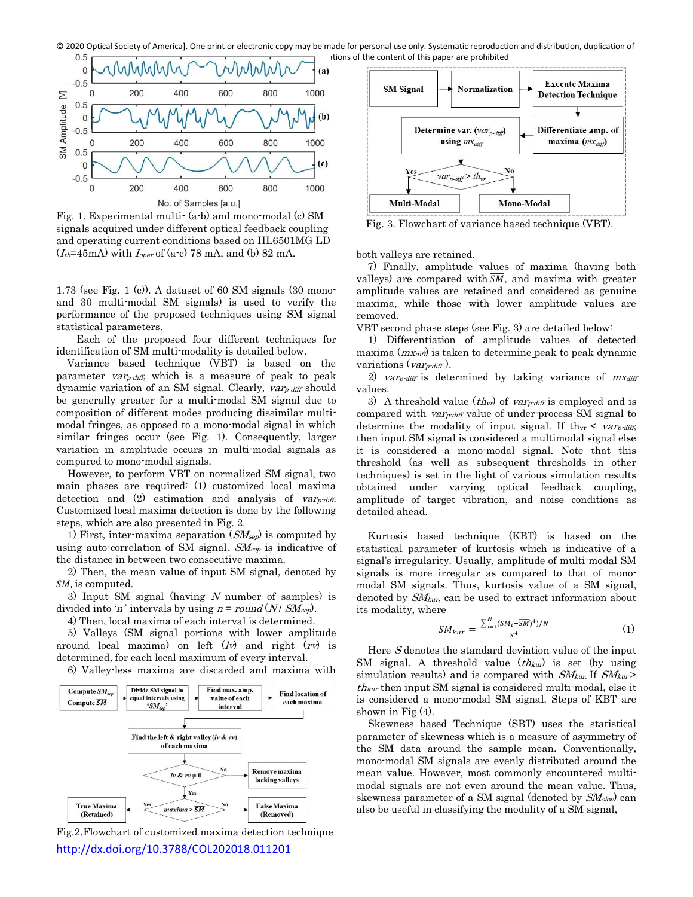Fig. 1. Experimental multi- (a-b) and mono-modal (c) SM signals acquired under different optical feedback coupling and operating current conditions based on HL6501MG LD ($I_{th}$=45mA) with $I_{oper}$ of (a-c) 78 mA, and (b) 82 mA.

Fig. 3. Flowchart of variance based technique (VBT).

1.73 (see Fig. 1 (c)). A dataset of 60 SM signals (30 mono- and 30 multi-modal SM signals) is used to verify the performance of the proposed techniques using SM signal statistical parameters.

Each of the proposed four different techniques for identification of SM multi-modality is detailed below.

Variance based technique (VBT) is based on the parameter $var_{p\text{-}diff}$, which is a measure of peak to peak dynamic variation of an SM signal. Clearly, $var_{p\text{-}diff}$ should be generally greater for a multi-modal SM signal due to composition of different modes producing dissimilar multi-modal fringes, as opposed to a mono-modal signal in which similar fringes occur (see Fig. 1). Consequently, larger variation in amplitude occurs in multi-modal signals as compared to mono-modal signals.

However, to perform VBT on normalized SM signal, two main phases are required: (1) customized local maxima detection and (2) estimation and analysis of $var_{p\text{-}diff}$. Customized local maxima detection is done by the following steps, which are also presented in Fig. 2.

1) First, inter-maxima separation ($SM_{sep}$) is computed by using auto-correlation of SM signal. $SM_{sep}$ is indicative of the distance in between two consecutive maxima.

2) Then, the mean value of input SM signal, denoted by $\overline{SM}$, is computed.

3) Input SM signal (having $N$ number of samples) is divided into '$n$' intervals by using $n = round\,(N/\,SM_{sep})$.

4) Then, local maxima of each interval is determined.

5) Valleys (SM signal portions with lower amplitude around local maxima) on left ($lv$) and right ($rv$) is determined, for each local maximum of every interval.

6) Valley-less maxima are discarded and maxima with both valleys are retained.

Fig.2.Flowchart of customized maxima detection technique

7) Finally, amplitude values of maxima (having both valleys) are compared with $\overline{SM}$, and maxima with greater amplitude values are retained and considered as genuine maxima, while those with lower amplitude values are removed.

VBT second phase steps (see Fig. 3) are detailed below:

1) Differentiation of amplitude values of detected maxima ($mx_{diff}$) is taken to determine peak to peak dynamic variations ($var_{p\text{-}diff}$).

2) $var_{p\text{-}diff}$ is determined by taking variance of $mx_{diff}$ values.

3) A threshold value ($th_{vr}$) of $var_{p\text{-}diff}$ is employed and is compared with $var_{p\text{-}diff}$ value of under-process SM signal to determine the modality of input signal. If $th_{vr} < var_{p\text{-}diff}$, then input SM signal is considered a multimodal signal else it is considered a mono-modal signal. Note that this threshold (as well as subsequent thresholds in other techniques) is set in the light of various simulation results obtained under varying optical feedback coupling, amplitude of target vibration, and noise conditions as detailed ahead.

Kurtosis based technique (KBT) is based on the statistical parameter of kurtosis which is indicative of a signal's irregularity. Usually, amplitude of multi-modal SM signals is more irregular as compared to that of mono-modal SM signals. Thus, kurtosis value of a SM signal, denoted by $SM_{kur}$, can be used to extract information about its modality, where

$$SM_{kur} = \frac{\sum_{i=1}^{N}(SM_i - \overline{SM})^4)/N}{S^4} \tag{1}$$

Here $S$ denotes the standard deviation value of the input SM signal. A threshold value ($th_{kur}$) is set (by using simulation results) and is compared with $SM_{kur}$. If $SM_{kur} > th_{kur}$ then input SM signal is considered multi-modal, else it is considered a mono-modal SM signal. Steps of KBT are shown in Fig (4).

Skewness based Technique (SBT) uses the statistical parameter of skewness which is a measure of asymmetry of the SM data around the sample mean. Conventionally, mono-modal SM signals are evenly distributed around the mean value. However, most commonly encountered multi-modal signals are not even around the mean value. Thus, skewness parameter of a SM signal (denoted by $SM_{skw}$) can also be useful in classifying the modality of a SM signal,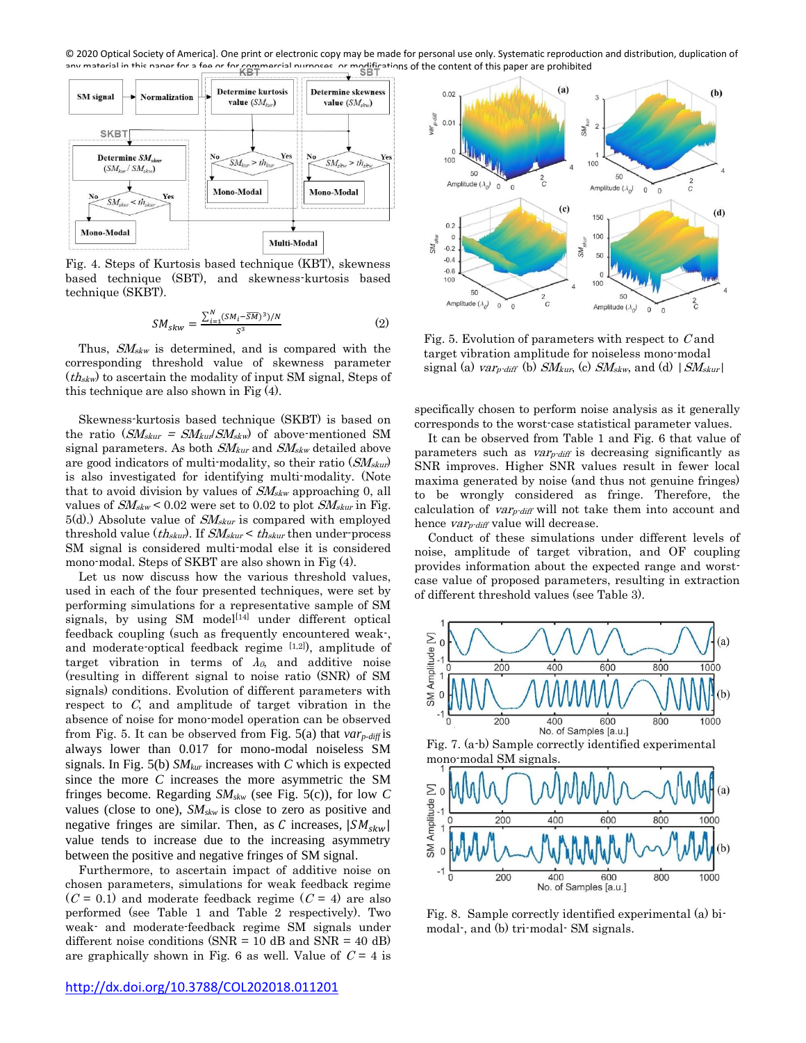Fig. 4. Steps of Kurtosis based technique (KBT), skewness based technique (SBT), and skewness-kurtosis based technique (SKBT).

$$SM_{skw} = \frac{\sum_{i=1}^{N}(SM_i - \overline{SM})^3)/N}{S^3} \quad (2)$$

Thus, $SM_{skw}$ is determined, and is compared with the corresponding threshold value of skewness parameter ($th_{skw}$) to ascertain the modality of input SM signal, Steps of this technique are also shown in Fig (4).

Skewness-kurtosis based technique (SKBT) is based on the ratio ($SM_{skur} = SM_{kur}/SM_{skw}$) of above-mentioned SM signal parameters. As both $SM_{kur}$ and $SM_{skw}$ detailed above are good indicators of multi-modality, so their ratio ($SM_{skur}$) is also investigated for identifying multi-modality. (Note that to avoid division by values of $SM_{skw}$ approaching 0, all values of $SM_{skw} < 0.02$ were set to 0.02 to plot $SM_{skur}$ in Fig. 5(d).) Absolute value of $SM_{skur}$ is compared with employed threshold value ($th_{skur}$). If $SM_{skur} < th_{skur}$ then under-process SM signal is considered multi-modal else it is considered mono-modal. Steps of SKBT are also shown in Fig (4).

Let us now discuss how the various threshold values, used in each of the four presented techniques, were set by performing simulations for a representative sample of SM signals, by using SM model[14] under different optical feedback coupling (such as frequently encountered weak-, and moderate-optical feedback regime [1,2]), amplitude of target vibration in terms of $\lambda_0$, and additive noise (resulting in different signal to noise ratio (SNR) of SM signals) conditions. Evolution of different parameters with respect to $C$, and amplitude of target vibration in the absence of noise for mono-model operation can be observed from Fig. 5. It can be observed from Fig. 5(a) that $var_{p\text{-}diff}$ is always lower than 0.017 for mono-modal noiseless SM signals. In Fig. 5(b) $SM_{kur}$ increases with $C$ which is expected since the more $C$ increases the more asymmetric the SM fringes become. Regarding $SM_{skw}$ (see Fig. 5(c)), for low $C$ values (close to one), $SM_{skw}$ is close to zero as positive and negative fringes are similar. Then, as $C$ increases, $|SM_{skw}|$ value tends to increase due to the increasing asymmetry between the positive and negative fringes of SM signal.

Furthermore, to ascertain impact of additive noise on chosen parameters, simulations for weak feedback regime ($C = 0.1$) and moderate feedback regime ($C = 4$) are also performed (see Table 1 and Table 2 respectively). Two weak- and moderate-feedback regime SM signals under different noise conditions (SNR = 10 dB and SNR = 40 dB) are graphically shown in Fig. 6 as well. Value of $C = 4$ is specifically chosen to perform noise analysis as it generally corresponds to the worst-case statistical parameter values.

It can be observed from Table 1 and Fig. 6 that value of parameters such as $var_{p\text{-}diff}$ is decreasing significantly as SNR improves. Higher SNR values result in fewer local maxima generated by noise (and thus not genuine fringes) to be wrongly considered as fringe. Therefore, the calculation of $var_{p\text{-}diff}$ will not take them into account and hence $var_{p\text{-}diff}$ value will decrease.

Conduct of these simulations under different levels of noise, amplitude of target vibration, and OF coupling provides information about the expected range and worst-case value of proposed parameters, resulting in extraction of different threshold values (see Table 3).

Fig. 5. Evolution of parameters with respect to $C$ and target vibration amplitude for noiseless mono-modal signal (a) $var_{p\text{-}diff}$ (b) $SM_{kur}$, (c) $SM_{skw}$, and (d) $|SM_{skur}|$

Fig. 7. (a-b) Sample correctly identified experimental mono-modal SM signals.

Fig. 8. Sample correctly identified experimental (a) bi-modal-, and (b) tri-modal- SM signals.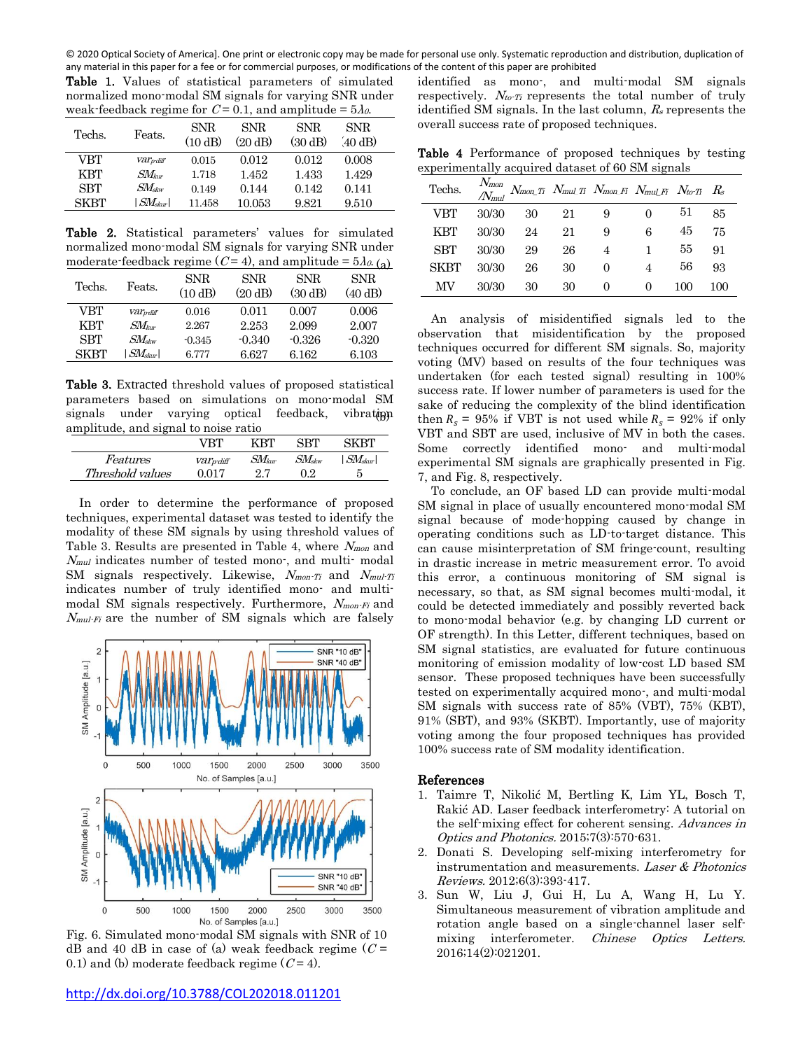© 2020 Optical Society of America]. One print or electronic copy may be made for personal use only. Systematic reproduction and distribution, duplication of any material in this paper for a fee or for commercial purposes, or modifications of the content of this paper are prohibited

**Table 1.** Values of statistical parameters of simulated normalized mono-modal SM signals for varying SNR under weak-feedback regime for $C = 0.1$, and amplitude = $5\lambda_0$.

| Techs. | Feats. | SNR (10 dB) | SNR (20 dB) | SNR (30 dB) | SNR (40 dB) |
|---|---|---|---|---|---|
| VBT | $var_{pdiff}$ | 0.015 | 0.012 | 0.012 | 0.008 |
| KBT | $SM_{kur}$ | 1.718 | 1.452 | 1.433 | 1.429 |
| SBT | $SM_{skw}$ | 0.149 | 0.144 | 0.142 | 0.141 |
| SKBT | $\|SM_{skur}\|$ | 11.458 | 10.053 | 9.821 | 9.510 |

**Table 2.** Statistical parameters' values for simulated normalized mono-modal SM signals for varying SNR under moderate-feedback regime ($C = 4$), and amplitude = $5\lambda_0$.

| Techs. | Feats. | SNR (10 dB) | SNR (20 dB) | SNR (30 dB) | SNR (40 dB) |
|---|---|---|---|---|---|
| VBT | $var_{pdiff}$ | 0.016 | 0.011 | 0.007 | 0.006 |
| KBT | $SM_{kur}$ | 2.267 | 2.253 | 2.099 | 2.007 |
| SBT | $SM_{skw}$ | -0.345 | -0.340 | -0.326 | -0.320 |
| SKBT | $\|SM_{skur}\|$ | 6.777 | 6.627 | 6.162 | 6.103 |

**Table 3.** Extracted threshold values of proposed statistical parameters based on simulations on mono-modal SM signals under varying optical feedback, vibration amplitude, and signal to noise ratio

| | VBT | KBT | SBT | SKBT |
|---|---|---|---|---|
| *Features* | $var_{pdiff}$ | $SM_{kur}$ | $SM_{skw}$ | $\|SM_{skur}\|$ |
| *Threshold values* | 0.017 | 2.7 | 0.2 | 5 |

In order to determine the performance of proposed techniques, experimental dataset was tested to identify the modality of these SM signals by using threshold values of Table 3. Results are presented in Table 4, where $N_{mon}$ and $N_{mul}$ indicates number of tested mono-, and multi- modal SM signals respectively. Likewise, $N_{mon\text{-}Ti}$ and $N_{mul\text{-}Ti}$ indicates number of truly identified mono- and multi-modal SM signals respectively. Furthermore, $N_{mon\text{-}Fi}$ and $N_{mul\text{-}Fi}$ are the number of SM signals which are falsely identified as mono-, and multi-modal SM signals respectively. $N_{to\text{-}Ti}$ represents the total number of truly identified SM signals. In the last column, $R_s$ represents the overall success rate of proposed techniques.

Fig. 6. Simulated mono-modal SM signals with SNR of 10 dB and 40 dB in case of (a) weak feedback regime ($C = 0.1$) and (b) moderate feedback regime ($C = 4$).

**Table 4** Performance of proposed techniques by testing experimentally acquired dataset of 60 SM signals

| Techs. | $N_{mon}$ /$N_{mul}$ | $N_{mon\_Ti}$ | $N_{mul\_Ti}$ | $N_{mon\_Fi}$ | $N_{mul\_Fi}$ | $N_{to\text{-}Ti}$ | $R_s$ |
|---|---|---|---|---|---|---|---|
| VBT | 30/30 | 30 | 21 | 9 | 0 | 51 | 85 |
| KBT | 30/30 | 24 | 21 | 9 | 6 | 45 | 75 |
| SBT | 30/30 | 29 | 26 | 4 | 1 | 55 | 91 |
| SKBT | 30/30 | 26 | 30 | 0 | 4 | 56 | 93 |
| MV | 30/30 | 30 | 30 | 0 | 0 | 100 | 100 |

An analysis of misidentified signals led to the observation that misidentification by the proposed techniques occurred for different SM signals. So, majority voting (MV) based on results of the four techniques was undertaken (for each tested signal) resulting in 100% success rate. If lower number of parameters is used for the sake of reducing the complexity of the blind identification then $R_s$ = 95% if VBT is not used while $R_s$ = 92% if only VBT and SBT are used, inclusive of MV in both the cases. Some correctly identified mono- and multi-modal experimental SM signals are graphically presented in Fig. 7, and Fig. 8, respectively.

To conclude, an OF based LD can provide multi-modal SM signal in place of usually encountered mono-modal SM signal because of mode-hopping caused by change in operating conditions such as LD-to-target distance. This can cause misinterpretation of SM fringe-count, resulting in drastic increase in metric measurement error. To avoid this error, a continuous monitoring of SM signal is necessary, so that, as SM signal becomes multi-modal, it could be detected immediately and possibly reverted back to mono-modal behavior (e.g. by changing LD current or OF strength). In this Letter, different techniques, based on SM signal statistics, are evaluated for future continuous monitoring of emission modality of low-cost LD based SM sensor. These proposed techniques have been successfully tested on experimentally acquired mono-, and multi-modal SM signals with success rate of 85% (VBT), 75% (KBT), 91% (SBT), and 93% (SKBT). Importantly, use of majority voting among the four proposed techniques has provided 100% success rate of SM modality identification.

## References

1. Taimre T, Nikolić M, Bertling K, Lim YL, Bosch T, Rakić AD. Laser feedback interferometry: A tutorial on the self-mixing effect for coherent sensing. *Advances in Optics and Photonics*. 2015;7(3):570-631.
2. Donati S. Developing self-mixing interferometry for instrumentation and measurements. *Laser & Photonics Reviews*. 2012;6(3):393-417.
3. Sun W, Liu J, Gui H, Lu A, Wang H, Lu Y. Simultaneous measurement of vibration amplitude and rotation angle based on a single-channel laser self-mixing interferometer. *Chinese Optics Letters*. 2016;14(2):021201.

http://dx.doi.org/10.3788/COL202018.011201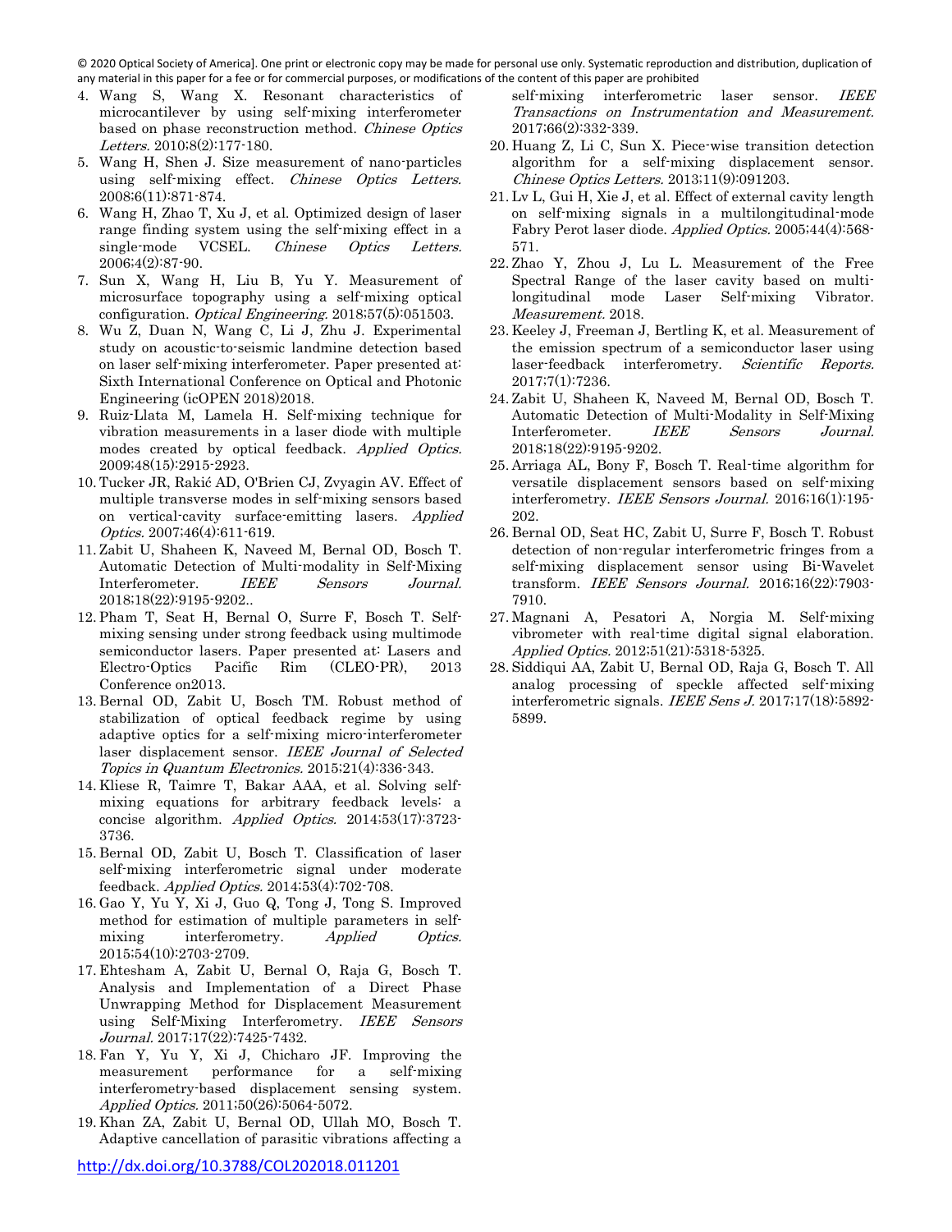4. Wang S, Wang X. Resonant characteristics of microcantilever by using self-mixing interferometer based on phase reconstruction method. *Chinese Optics Letters.* 2010;8(2):177-180.
5. Wang H, Shen J. Size measurement of nano-particles using self-mixing effect. *Chinese Optics Letters.* 2008;6(11):871-874.
6. Wang H, Zhao T, Xu J, et al. Optimized design of laser range finding system using the self-mixing effect in a single-mode VCSEL. *Chinese Optics Letters.* 2006;4(2):87-90.
7. Sun X, Wang H, Liu B, Yu Y. Measurement of microsurface topography using a self-mixing optical configuration. *Optical Engineering.* 2018;57(5):051503.
8. Wu Z, Duan N, Wang C, Li J, Zhu J. Experimental study on acoustic-to-seismic landmine detection based on laser self-mixing interferometer. Paper presented at: Sixth International Conference on Optical and Photonic Engineering (icOPEN 2018)2018.
9. Ruiz-Llata M, Lamela H. Self-mixing technique for vibration measurements in a laser diode with multiple modes created by optical feedback. *Applied Optics.* 2009;48(15):2915-2923.
10. Tucker JR, Rakić AD, O'Brien CJ, Zvyagin AV. Effect of multiple transverse modes in self-mixing sensors based on vertical-cavity surface-emitting lasers. *Applied Optics.* 2007;46(4):611-619.
11. Zabit U, Shaheen K, Naveed M, Bernal OD, Bosch T. Automatic Detection of Multi-modality in Self-Mixing Interferometer. *IEEE Sensors Journal.* 2018;18(22):9195-9202..
12. Pham T, Seat H, Bernal O, Surre F, Bosch T. Self-mixing sensing under strong feedback using multimode semiconductor lasers. Paper presented at: Lasers and Electro-Optics Pacific Rim (CLEO-PR), 2013 Conference on2013.
13. Bernal OD, Zabit U, Bosch TM. Robust method of stabilization of optical feedback regime by using adaptive optics for a self-mixing micro-interferometer laser displacement sensor. *IEEE Journal of Selected Topics in Quantum Electronics.* 2015;21(4):336-343.
14. Kliese R, Taimre T, Bakar AAA, et al. Solving self-mixing equations for arbitrary feedback levels: a concise algorithm. *Applied Optics.* 2014;53(17):3723-3736.
15. Bernal OD, Zabit U, Bosch T. Classification of laser self-mixing interferometric signal under moderate feedback. *Applied Optics.* 2014;53(4):702-708.
16. Gao Y, Yu Y, Xi J, Guo Q, Tong J, Tong S. Improved method for estimation of multiple parameters in self-mixing interferometry. *Applied Optics.* 2015;54(10):2703-2709.
17. Ehtesham A, Zabit U, Bernal O, Raja G, Bosch T. Analysis and Implementation of a Direct Phase Unwrapping Method for Displacement Measurement using Self-Mixing Interferometry. *IEEE Sensors Journal.* 2017;17(22):7425-7432.
18. Fan Y, Yu Y, Xi J, Chicharo JF. Improving the measurement performance for a self-mixing interferometry-based displacement sensing system. *Applied Optics.* 2011;50(26):5064-5072.
19. Khan ZA, Zabit U, Bernal OD, Ullah MO, Bosch T. Adaptive cancellation of parasitic vibrations affecting a self-mixing interferometric laser sensor. *IEEE Transactions on Instrumentation and Measurement.* 2017;66(2):332-339.
20. Huang Z, Li C, Sun X. Piece-wise transition detection algorithm for a self-mixing displacement sensor. *Chinese Optics Letters.* 2013;11(9):091203.
21. Lv L, Gui H, Xie J, et al. Effect of external cavity length on self-mixing signals in a multilongitudinal-mode Fabry Perot laser diode. *Applied Optics.* 2005;44(4):568-571.
22. Zhao Y, Zhou J, Lu L. Measurement of the Free Spectral Range of the laser cavity based on multi-longitudinal mode Laser Self-mixing Vibrator. *Measurement.* 2018.
23. Keeley J, Freeman J, Bertling K, et al. Measurement of the emission spectrum of a semiconductor laser using laser-feedback interferometry. *Scientific Reports.* 2017;7(1):7236.
24. Zabit U, Shaheen K, Naveed M, Bernal OD, Bosch T. Automatic Detection of Multi-Modality in Self-Mixing Interferometer. *IEEE Sensors Journal.* 2018;18(22):9195-9202.
25. Arriaga AL, Bony F, Bosch T. Real-time algorithm for versatile displacement sensors based on self-mixing interferometry. *IEEE Sensors Journal.* 2016;16(1):195-202.
26. Bernal OD, Seat HC, Zabit U, Surre F, Bosch T. Robust detection of non-regular interferometric fringes from a self-mixing displacement sensor using Bi-Wavelet transform. *IEEE Sensors Journal.* 2016;16(22):7903-7910.
27. Magnani A, Pesatori A, Norgia M. Self-mixing vibrometer with real-time digital signal elaboration. *Applied Optics.* 2012;51(21):5318-5325.
28. Siddiqui AA, Zabit U, Bernal OD, Raja G, Bosch T. All analog processing of speckle affected self-mixing interferometric signals. *IEEE Sens J.* 2017;17(18):5892-5899.